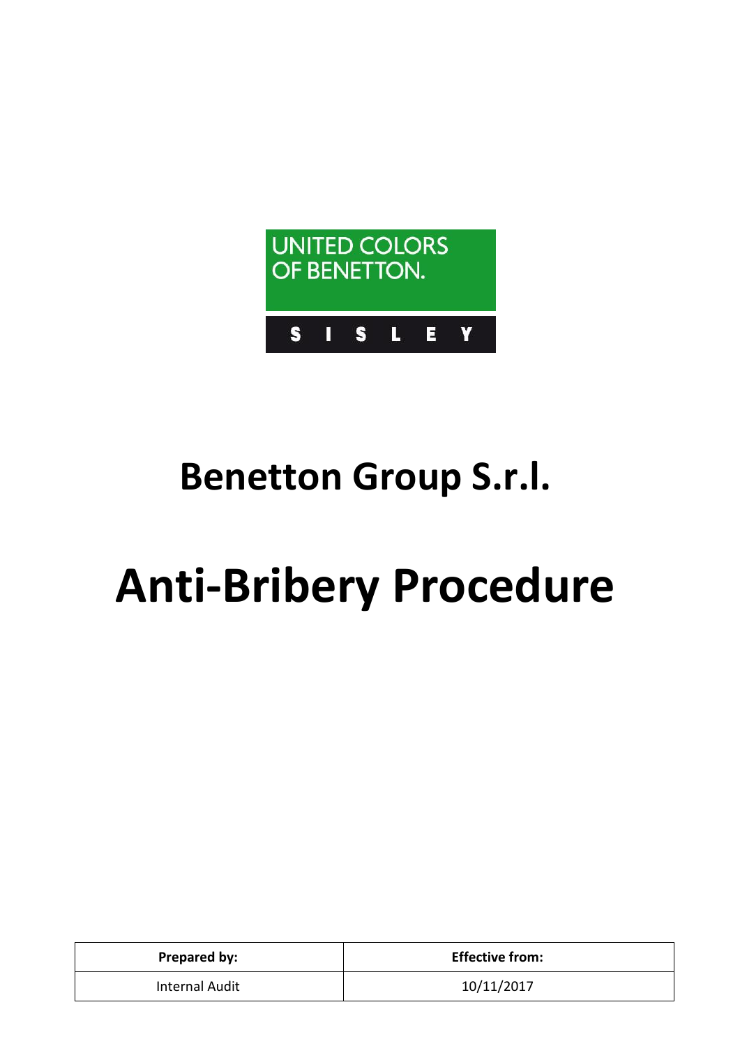UNITED COLORS OF BENETTON.

SISLEY

# Benetton Group S.r.l.

# Anti-Bribery Procedure

| Prepared by: | Effective from: |
| --- | --- |
| Internal Audit | 10/11/2017 |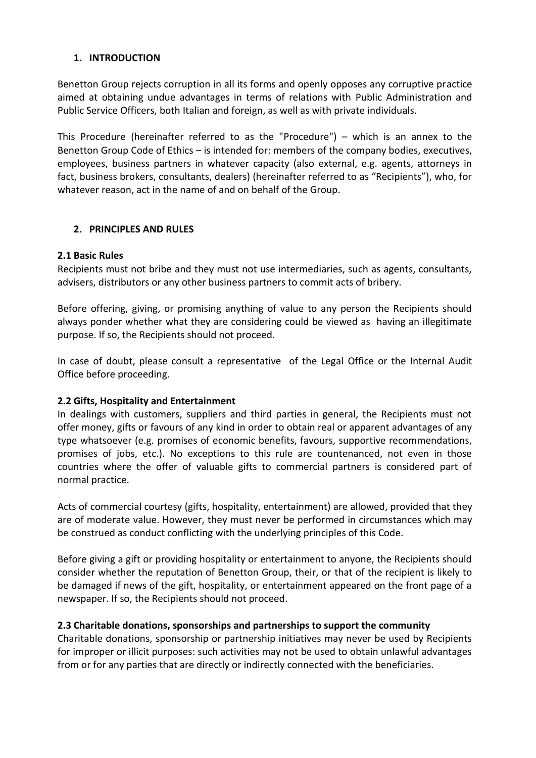## 1. INTRODUCTION

Benetton Group rejects corruption in all its forms and openly opposes any corruptive practice aimed at obtaining undue advantages in terms of relations with Public Administration and Public Service Officers, both Italian and foreign, as well as with private individuals.

This Procedure (hereinafter referred to as the "Procedure") – which is an annex to the Benetton Group Code of Ethics – is intended for: members of the company bodies, executives, employees, business partners in whatever capacity (also external, e.g. agents, attorneys in fact, business brokers, consultants, dealers) (hereinafter referred to as "Recipients"), who, for whatever reason, act in the name of and on behalf of the Group.

## 2. PRINCIPLES AND RULES

### 2.1 Basic Rules

Recipients must not bribe and they must not use intermediaries, such as agents, consultants, advisers, distributors or any other business partners to commit acts of bribery.

Before offering, giving, or promising anything of value to any person the Recipients should always ponder whether what they are considering could be viewed as having an illegitimate purpose. If so, the Recipients should not proceed.

In case of doubt, please consult a representative of the Legal Office or the Internal Audit Office before proceeding.

### 2.2 Gifts, Hospitality and Entertainment

In dealings with customers, suppliers and third parties in general, the Recipients must not offer money, gifts or favours of any kind in order to obtain real or apparent advantages of any type whatsoever (e.g. promises of economic benefits, favours, supportive recommendations, promises of jobs, etc.). No exceptions to this rule are countenanced, not even in those countries where the offer of valuable gifts to commercial partners is considered part of normal practice.

Acts of commercial courtesy (gifts, hospitality, entertainment) are allowed, provided that they are of moderate value. However, they must never be performed in circumstances which may be construed as conduct conflicting with the underlying principles of this Code.

Before giving a gift or providing hospitality or entertainment to anyone, the Recipients should consider whether the reputation of Benetton Group, their, or that of the recipient is likely to be damaged if news of the gift, hospitality, or entertainment appeared on the front page of a newspaper. If so, the Recipients should not proceed.

### 2.3 Charitable donations, sponsorships and partnerships to support the community

Charitable donations, sponsorship or partnership initiatives may never be used by Recipients for improper or illicit purposes: such activities may not be used to obtain unlawful advantages from or for any parties that are directly or indirectly connected with the beneficiaries.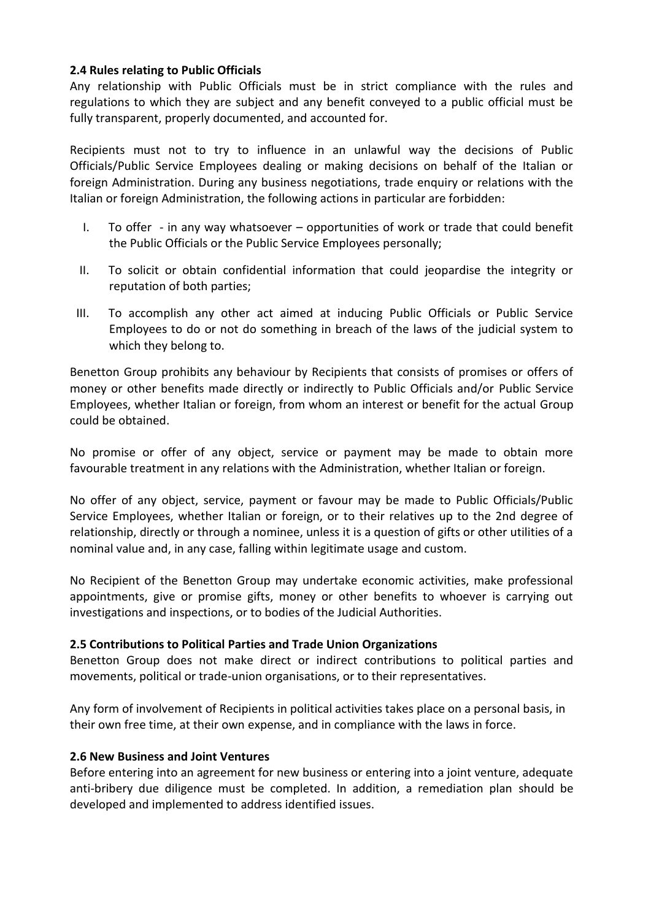### 2.4 Rules relating to Public Officials

Any relationship with Public Officials must be in strict compliance with the rules and regulations to which they are subject and any benefit conveyed to a public official must be fully transparent, properly documented, and accounted for.

Recipients must not to try to influence in an unlawful way the decisions of Public Officials/Public Service Employees dealing or making decisions on behalf of the Italian or foreign Administration. During any business negotiations, trade enquiry or relations with the Italian or foreign Administration, the following actions in particular are forbidden:

I. To offer - in any way whatsoever – opportunities of work or trade that could benefit the Public Officials or the Public Service Employees personally;

II. To solicit or obtain confidential information that could jeopardise the integrity or reputation of both parties;

III. To accomplish any other act aimed at inducing Public Officials or Public Service Employees to do or not do something in breach of the laws of the judicial system to which they belong to.

Benetton Group prohibits any behaviour by Recipients that consists of promises or offers of money or other benefits made directly or indirectly to Public Officials and/or Public Service Employees, whether Italian or foreign, from whom an interest or benefit for the actual Group could be obtained.

No promise or offer of any object, service or payment may be made to obtain more favourable treatment in any relations with the Administration, whether Italian or foreign.

No offer of any object, service, payment or favour may be made to Public Officials/Public Service Employees, whether Italian or foreign, or to their relatives up to the 2nd degree of relationship, directly or through a nominee, unless it is a question of gifts or other utilities of a nominal value and, in any case, falling within legitimate usage and custom.

No Recipient of the Benetton Group may undertake economic activities, make professional appointments, give or promise gifts, money or other benefits to whoever is carrying out investigations and inspections, or to bodies of the Judicial Authorities.

### 2.5 Contributions to Political Parties and Trade Union Organizations

Benetton Group does not make direct or indirect contributions to political parties and movements, political or trade-union organisations, or to their representatives.

Any form of involvement of Recipients in political activities takes place on a personal basis, in their own free time, at their own expense, and in compliance with the laws in force.

### 2.6 New Business and Joint Ventures

Before entering into an agreement for new business or entering into a joint venture, adequate anti-bribery due diligence must be completed. In addition, a remediation plan should be developed and implemented to address identified issues.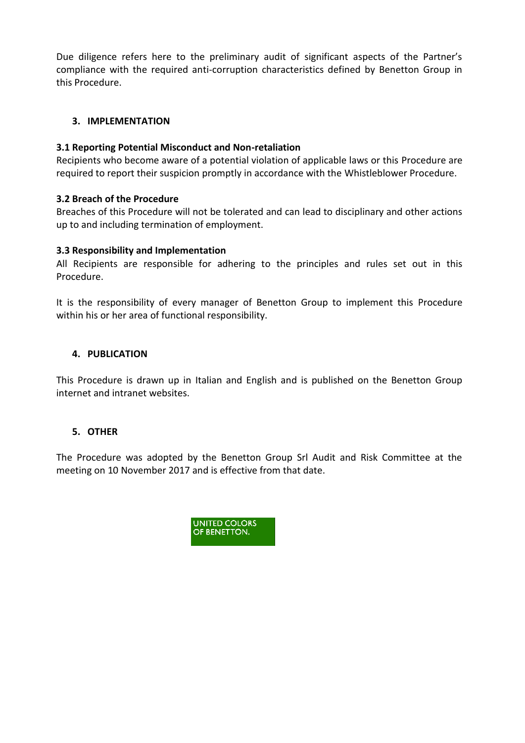Due diligence refers here to the preliminary audit of significant aspects of the Partner's compliance with the required anti-corruption characteristics defined by Benetton Group in this Procedure.

## 3. IMPLEMENTATION

### 3.1 Reporting Potential Misconduct and Non-retaliation

Recipients who become aware of a potential violation of applicable laws or this Procedure are required to report their suspicion promptly in accordance with the Whistleblower Procedure.

### 3.2 Breach of the Procedure

Breaches of this Procedure will not be tolerated and can lead to disciplinary and other actions up to and including termination of employment.

### 3.3 Responsibility and Implementation

All Recipients are responsible for adhering to the principles and rules set out in this Procedure.

It is the responsibility of every manager of Benetton Group to implement this Procedure within his or her area of functional responsibility.

## 4. PUBLICATION

This Procedure is drawn up in Italian and English and is published on the Benetton Group internet and intranet websites.

## 5. OTHER

The Procedure was adopted by the Benetton Group Srl Audit and Risk Committee at the meeting on 10 November 2017 and is effective from that date.

UNITED COLORS OF BENETTON.